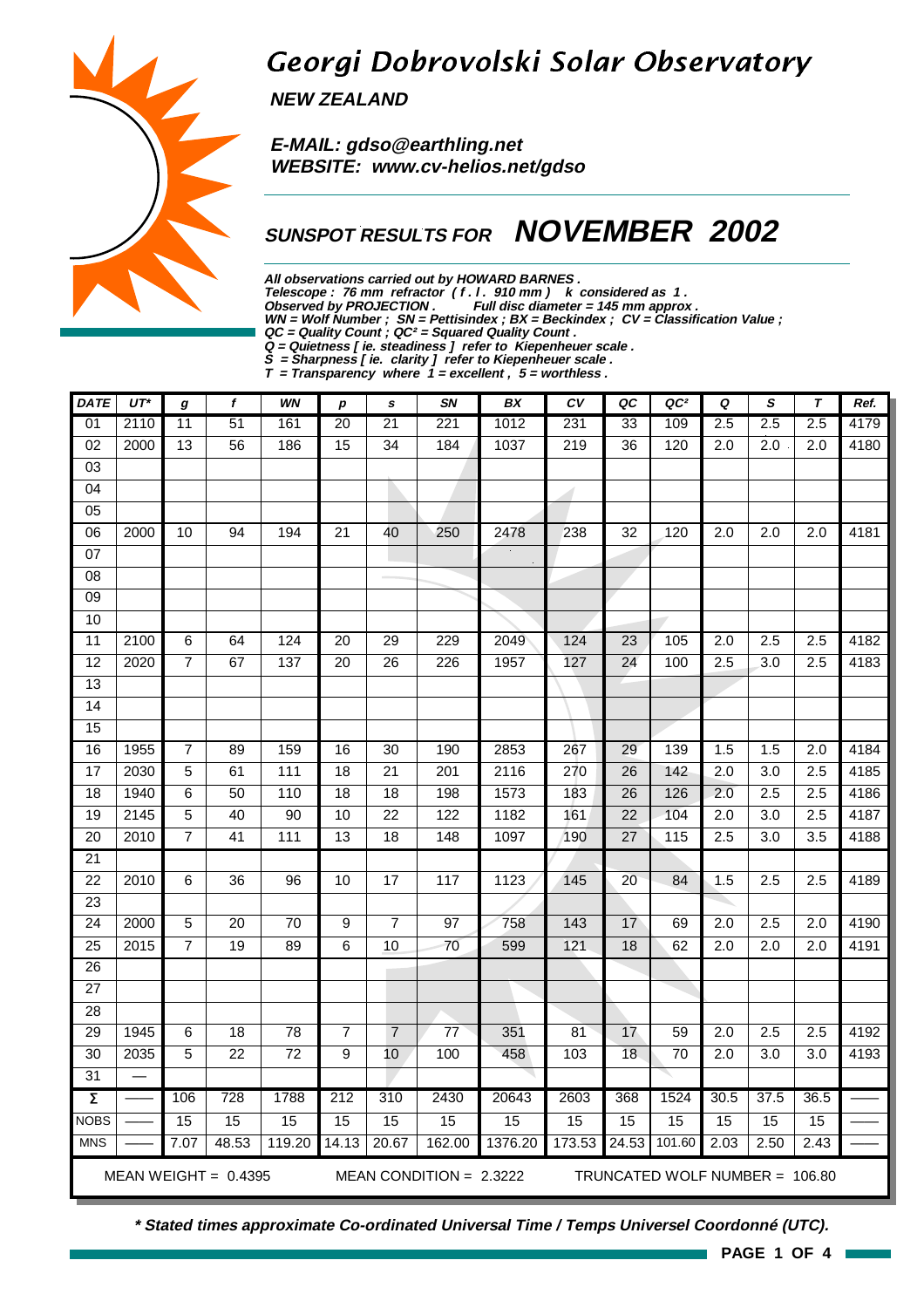# Georgi Dobrovolski Solar Observatory

**NEW ZEALAND**

**E-MAIL: gdso@earthling.net**
**WEBSITE: www.cv-helios.net/gdso**

## SUNSPOT RESULTS FOR NOVEMBER 2002

**All observations carried out by HOWARD BARNES .**
**Telescope : 76 mm refractor ( f . l . 910 mm ) k considered as 1 .**
**Observed by PROJECTION . Full disc diameter = 145 mm approx .**
**WN = Wolf Number ; SN = Pettisindex ; BX = Beckindex ; CV = Classification Value ;**
**QC = Quality Count ; QC² = Squared Quality Count .**
**Q = Quietness [ ie. steadiness ] refer to Kiepenheuer scale .**
**S = Sharpness [ ie. clarity ] refer to Kiepenheuer scale .**
**T = Transparency where 1 = excellent , 5 = worthless .**

| DATE | UT* | g | f | WN | p | s | SN | BX | CV | QC | QC² | Q | S | T | Ref. |
|---|---|---|---|---|---|---|---|---|---|---|---|---|---|---|---|
| 01 | 2110 | 11 | 51 | 161 | 20 | 21 | 221 | 1012 | 231 | 33 | 109 | 2.5 | 2.5 | 2.5 | 4179 |
| 02 | 2000 | 13 | 56 | 186 | 15 | 34 | 184 | 1037 | 219 | 36 | 120 | 2.0 | 2.0 | 2.0 | 4180 |
| 03 | | | | | | | | | | | | | | | |
| 04 | | | | | | | | | | | | | | | |
| 05 | | | | | | | | | | | | | | | |
| 06 | 2000 | 10 | 94 | 194 | 21 | 40 | 250 | 2478 | 238 | 32 | 120 | 2.0 | 2.0 | 2.0 | 4181 |
| 07 | | | | | | | | | | | | | | | |
| 08 | | | | | | | | | | | | | | | |
| 09 | | | | | | | | | | | | | | | |
| 10 | | | | | | | | | | | | | | | |
| 11 | 2100 | 6 | 64 | 124 | 20 | 29 | 229 | 2049 | 124 | 23 | 105 | 2.0 | 2.5 | 2.5 | 4182 |
| 12 | 2020 | 7 | 67 | 137 | 20 | 26 | 226 | 1957 | 127 | 24 | 100 | 2.5 | 3.0 | 2.5 | 4183 |
| 13 | | | | | | | | | | | | | | | |
| 14 | | | | | | | | | | | | | | | |
| 15 | | | | | | | | | | | | | | | |
| 16 | 1955 | 7 | 89 | 159 | 16 | 30 | 190 | 2853 | 267 | 29 | 139 | 1.5 | 1.5 | 2.0 | 4184 |
| 17 | 2030 | 5 | 61 | 111 | 18 | 21 | 201 | 2116 | 270 | 26 | 142 | 2.0 | 3.0 | 2.5 | 4185 |
| 18 | 1940 | 6 | 50 | 110 | 18 | 18 | 198 | 1573 | 183 | 26 | 126 | 2.0 | 2.5 | 2.5 | 4186 |
| 19 | 2145 | 5 | 40 | 90 | 10 | 22 | 122 | 1182 | 161 | 22 | 104 | 2.0 | 3.0 | 2.5 | 4187 |
| 20 | 2010 | 7 | 41 | 111 | 13 | 18 | 148 | 1097 | 190 | 27 | 115 | 2.5 | 3.0 | 3.5 | 4188 |
| 21 | | | | | | | | | | | | | | | |
| 22 | 2010 | 6 | 36 | 96 | 10 | 17 | 117 | 1123 | 145 | 20 | 84 | 1.5 | 2.5 | 2.5 | 4189 |
| 23 | | | | | | | | | | | | | | | |
| 24 | 2000 | 5 | 20 | 70 | 9 | 7 | 97 | 758 | 143 | 17 | 69 | 2.0 | 2.5 | 2.0 | 4190 |
| 25 | 2015 | 7 | 19 | 89 | 6 | 10 | 70 | 599 | 121 | 18 | 62 | 2.0 | 2.0 | 2.0 | 4191 |
| 26 | | | | | | | | | | | | | | | |
| 27 | | | | | | | | | | | | | | | |
| 28 | | | | | | | | | | | | | | | |
| 29 | 1945 | 6 | 18 | 78 | 7 | 7 | 77 | 351 | 81 | 17 | 59 | 2.0 | 2.5 | 2.5 | 4192 |
| 30 | 2035 | 5 | 22 | 72 | 9 | 10 | 100 | 458 | 103 | 18 | 70 | 2.0 | 3.0 | 3.0 | 4193 |
| 31 | —— | | | | | | | | | | | | | | |
| Σ | —— | 106 | 728 | 1788 | 212 | 310 | 2430 | 20643 | 2603 | 368 | 1524 | 30.5 | 37.5 | 36.5 | —— |
| NOBS | —— | 15 | 15 | 15 | 15 | 15 | 15 | 15 | 15 | 15 | 15 | 15 | 15 | 15 | —— |
| MNS | —— | 7.07 | 48.53 | 119.20 | 14.13 | 20.67 | 162.00 | 1376.20 | 173.53 | 24.53 | 101.60 | 2.03 | 2.50 | 2.43 | —— |

MEAN WEIGHT = 0.4395 MEAN CONDITION = 2.3222 TRUNCATED WOLF NUMBER = 106.80

***** Stated times approximate Co-ordinated Universal Time / Temps Universel Coordonné (UTC).**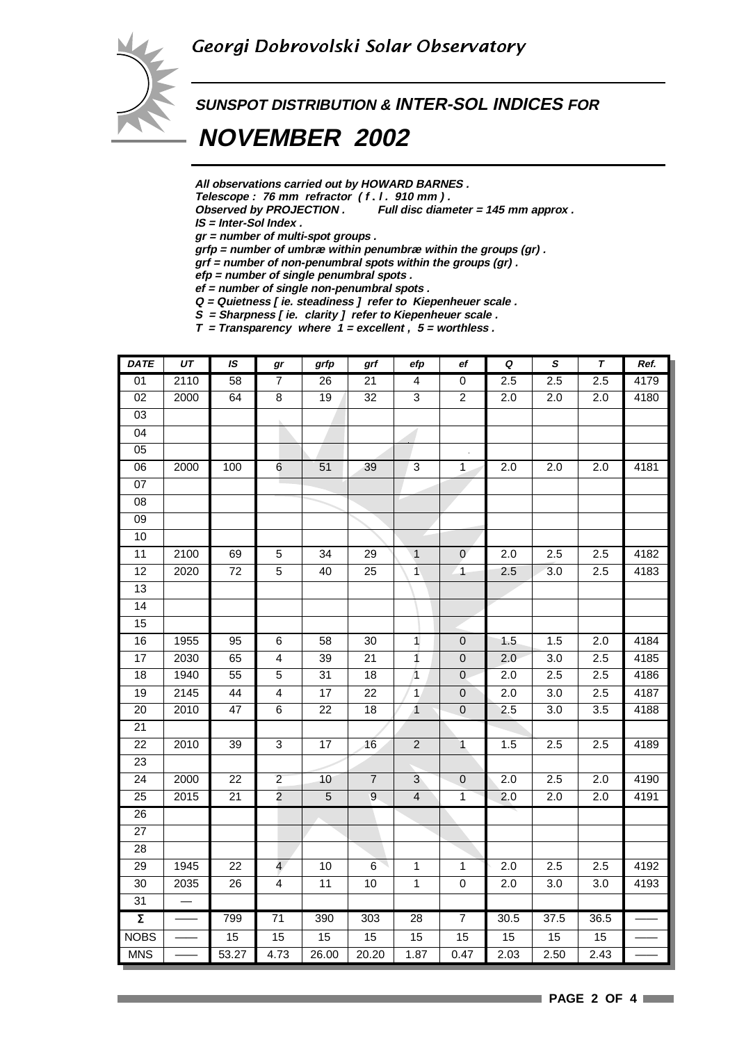# Georgi Dobrovolski Solar Observatory

## *SUNSPOT DISTRIBUTION & INTER-SOL INDICES FOR*

# *NOVEMBER 2002*

*All observations carried out by HOWARD BARNES .*
*Telescope : 76 mm refractor ( f . l . 910 mm ) .*
*Observed by PROJECTION . Full disc diameter = 145 mm approx .*
*IS = Inter-Sol Index .*
*gr = number of multi-spot groups .*
*grfp = number of umbræ within penumbræ within the groups (gr) .*
*grf = number of non-penumbral spots within the groups (gr) .*
*efp = number of single penumbral spots .*
*ef = number of single non-penumbral spots .*
*Q = Quietness [ ie. steadiness ] refer to Kiepenheuer scale .*
*S = Sharpness [ ie. clarity ] refer to Kiepenheuer scale .*
*T = Transparency where 1 = excellent , 5 = worthless .*

| DATE | UT | IS | gr | grfp | grf | efp | ef | Q | S | T | Ref. |
|---|---|---|---|---|---|---|---|---|---|---|---|
| 01 | 2110 | 58 | 7 | 26 | 21 | 4 | 0 | 2.5 | 2.5 | 2.5 | 4179 |
| 02 | 2000 | 64 | 8 | 19 | 32 | 3 | 2 | 2.0 | 2.0 | 2.0 | 4180 |
| 03 | | | | | | | | | | | |
| 04 | | | | | | | | | | | |
| 05 | | | | | | | | | | | |
| 06 | 2000 | 100 | 6 | 51 | 39 | 3 | 1 | 2.0 | 2.0 | 2.0 | 4181 |
| 07 | | | | | | | | | | | |
| 08 | | | | | | | | | | | |
| 09 | | | | | | | | | | | |
| 10 | | | | | | | | | | | |
| 11 | 2100 | 69 | 5 | 34 | 29 | 1 | 0 | 2.0 | 2.5 | 2.5 | 4182 |
| 12 | 2020 | 72 | 5 | 40 | 25 | 1 | 1 | 2.5 | 3.0 | 2.5 | 4183 |
| 13 | | | | | | | | | | | |
| 14 | | | | | | | | | | | |
| 15 | | | | | | | | | | | |
| 16 | 1955 | 95 | 6 | 58 | 30 | 1 | 0 | 1.5 | 1.5 | 2.0 | 4184 |
| 17 | 2030 | 65 | 4 | 39 | 21 | 1 | 0 | 2.0 | 3.0 | 2.5 | 4185 |
| 18 | 1940 | 55 | 5 | 31 | 18 | 1 | 0 | 2.0 | 2.5 | 2.5 | 4186 |
| 19 | 2145 | 44 | 4 | 17 | 22 | 1 | 0 | 2.0 | 3.0 | 2.5 | 4187 |
| 20 | 2010 | 47 | 6 | 22 | 18 | 1 | 0 | 2.5 | 3.0 | 3.5 | 4188 |
| 21 | | | | | | | | | | | |
| 22 | 2010 | 39 | 3 | 17 | 16 | 2 | 1 | 1.5 | 2.5 | 2.5 | 4189 |
| 23 | | | | | | | | | | | |
| 24 | 2000 | 22 | 2 | 10 | 7 | 3 | 0 | 2.0 | 2.5 | 2.0 | 4190 |
| 25 | 2015 | 21 | 2 | 5 | 9 | 4 | 1 | 2.0 | 2.0 | 2.0 | 4191 |
| 26 | | | | | | | | | | | |
| 27 | | | | | | | | | | | |
| 28 | | | | | | | | | | | |
| 29 | 1945 | 22 | 4 | 10 | 6 | 1 | 1 | 2.0 | 2.5 | 2.5 | 4192 |
| 30 | 2035 | 26 | 4 | 11 | 10 | 1 | 0 | 2.0 | 3.0 | 3.0 | 4193 |
| 31 | — | | | | | | | | | | |
| Σ | —— | 799 | 71 | 390 | 303 | 28 | 7 | 30.5 | 37.5 | 36.5 | —— |
| NOBS | —— | 15 | 15 | 15 | 15 | 15 | 15 | 15 | 15 | 15 | —— |
| MNS | —— | 53.27 | 4.73 | 26.00 | 20.20 | 1.87 | 0.47 | 2.03 | 2.50 | 2.43 | —— |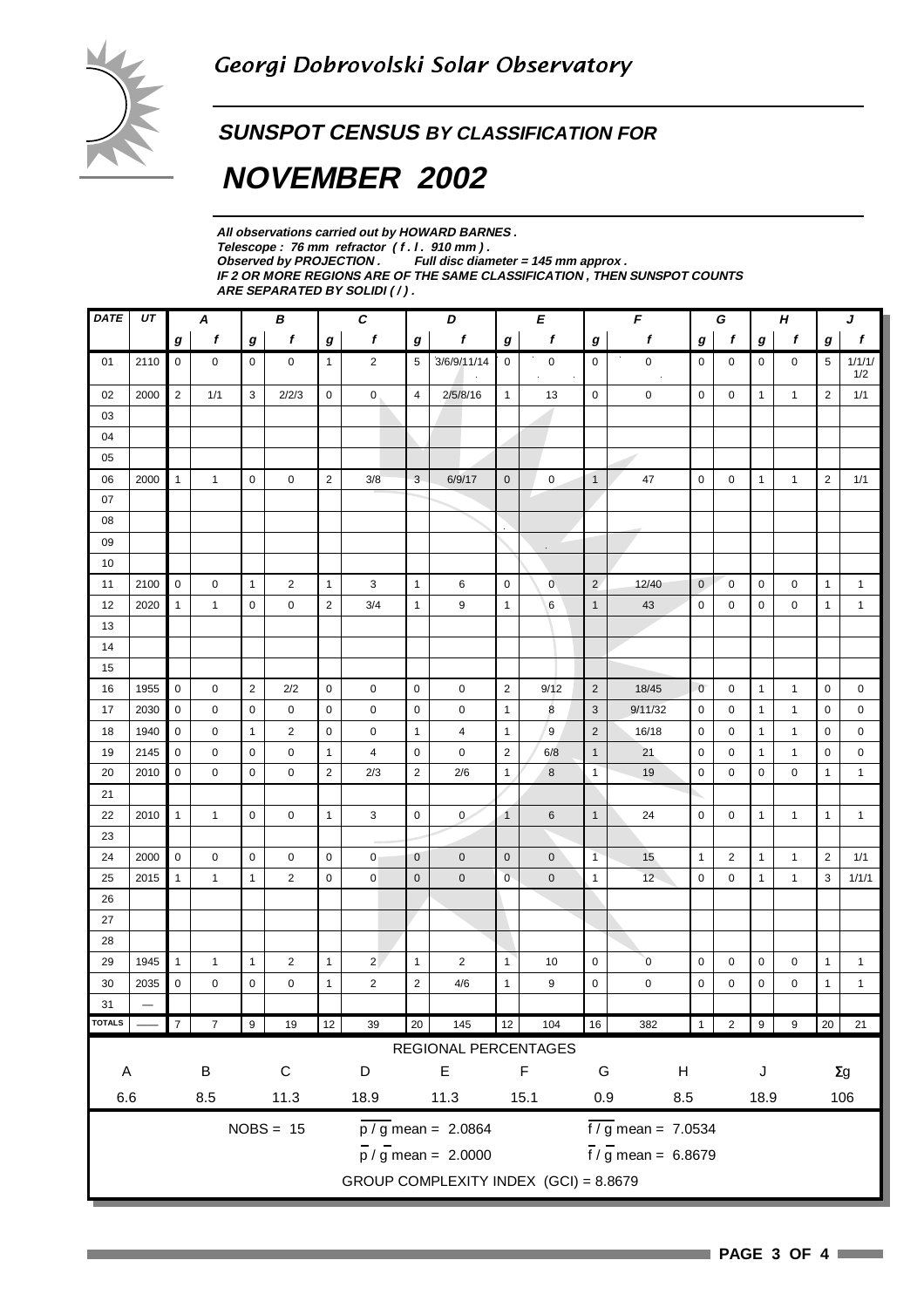Georgi Dobrovolski Solar Observatory

## SUNSPOT CENSUS BY CLASSIFICATION FOR

# NOVEMBER 2002

**All observations carried out by HOWARD BARNES .**
**Telescope : 76 mm refractor ( f . l . 910 mm ) .**
**Observed by PROJECTION . Full disc diameter = 145 mm approx .**
**IF 2 OR MORE REGIONS ARE OF THE SAME CLASSIFICATION , THEN SUNSPOT COUNTS ARE SEPARATED BY SOLIDI ( / ) .**

| DATE | UT | A | | B | | C | | D | | E | | F | | G | | H | | J | |
|---|---|---|---|---|---|---|---|---|---|---|---|---|---|---|---|---|---|---|---|
| | | g | f | g | f | g | f | g | f | g | f | g | f | g | f | g | f | g | f |
| 01 | 2110 | 0 | 0 | 0 | 0 | 1 | 2 | 5 | 3/6/9/11/14 | 0 | 0 | 0 | 0 | 0 | 0 | 0 | 0 | 5 | 1/1/1/1/2 |
| 02 | 2000 | 2 | 1/1 | 3 | 2/2/3 | 0 | 0 | 4 | 2/5/8/16 | 1 | 13 | 0 | 0 | 0 | 0 | 1 | 1 | 2 | 1/1 |
| 03 | | | | | | | | | | | | | | | | | | | |
| 04 | | | | | | | | | | | | | | | | | | | |
| 05 | | | | | | | | | | | | | | | | | | | |
| 06 | 2000 | 1 | 1 | 0 | 0 | 2 | 3/8 | 3 | 6/9/17 | 0 | 0 | 1 | 47 | 0 | 0 | 1 | 1 | 2 | 1/1 |
| 07 | | | | | | | | | | | | | | | | | | | |
| 08 | | | | | | | | | | | | | | | | | | | |
| 09 | | | | | | | | | | | | | | | | | | | |
| 10 | | | | | | | | | | | | | | | | | | | |
| 11 | 2100 | 0 | 0 | 1 | 2 | 1 | 3 | 1 | 6 | 0 | 0 | 2 | 12/40 | 0 | 0 | 0 | 0 | 1 | 1 |
| 12 | 2020 | 1 | 1 | 0 | 0 | 2 | 3/4 | 1 | 9 | 1 | 6 | 1 | 43 | 0 | 0 | 0 | 0 | 1 | 1 |
| 13 | | | | | | | | | | | | | | | | | | | |
| 14 | | | | | | | | | | | | | | | | | | | |
| 15 | | | | | | | | | | | | | | | | | | | |
| 16 | 1955 | 0 | 0 | 2 | 2/2 | 0 | 0 | 0 | 0 | 2 | 9/12 | 2 | 18/45 | 0 | 0 | 1 | 1 | 0 | 0 |
| 17 | 2030 | 0 | 0 | 0 | 0 | 0 | 0 | 0 | 0 | 1 | 8 | 3 | 9/11/32 | 0 | 0 | 1 | 1 | 0 | 0 |
| 18 | 1940 | 0 | 0 | 1 | 2 | 0 | 0 | 1 | 4 | 1 | 9 | 2 | 16/18 | 0 | 0 | 1 | 1 | 0 | 0 |
| 19 | 2145 | 0 | 0 | 0 | 0 | 1 | 4 | 0 | 0 | 2 | 6/8 | 1 | 21 | 0 | 0 | 1 | 1 | 0 | 0 |
| 20 | 2010 | 0 | 0 | 0 | 0 | 2 | 2/3 | 2 | 2/6 | 1 | 8 | 1 | 19 | 0 | 0 | 0 | 0 | 1 | 1 |
| 21 | | | | | | | | | | | | | | | | | | | |
| 22 | 2010 | 1 | 1 | 0 | 0 | 1 | 3 | 0 | 0 | 1 | 6 | 1 | 24 | 0 | 0 | 1 | 1 | 1 | 1 |
| 23 | | | | | | | | | | | | | | | | | | | |
| 24 | 2000 | 0 | 0 | 0 | 0 | 0 | 0 | 0 | 0 | 0 | 0 | 1 | 15 | 1 | 2 | 1 | 1 | 2 | 1/1 |
| 25 | 2015 | 1 | 1 | 1 | 2 | 0 | 0 | 0 | 0 | 0 | 0 | 1 | 12 | 0 | 0 | 1 | 1 | 3 | 1/1/1 |
| 26 | | | | | | | | | | | | | | | | | | | |
| 27 | | | | | | | | | | | | | | | | | | | |
| 28 | | | | | | | | | | | | | | | | | | | |
| 29 | 1945 | 1 | 1 | 1 | 2 | 1 | 2 | 1 | 2 | 1 | 10 | 0 | 0 | 0 | 0 | 0 | 0 | 1 | 1 |
| 30 | 2035 | 0 | 0 | 0 | 0 | 1 | 2 | 2 | 4/6 | 1 | 9 | 0 | 0 | 0 | 0 | 0 | 0 | 1 | 1 |
| 31 | — | | | | | | | | | | | | | | | | | | |
| TOTALS | —— | 7 | 7 | 9 | 19 | 12 | 39 | 20 | 145 | 12 | 104 | 16 | 382 | 1 | 2 | 9 | 9 | 20 | 21 |

REGIONAL PERCENTAGES

| A | B | C | D | E | F | G | H | J | Σg |
|---|---|---|---|---|---|---|---|---|---|
| 6.6 | 8.5 | 11.3 | 18.9 | 11.3 | 15.1 | 0.9 | 8.5 | 18.9 | 106 |

NOBS = 15

$\overline{p / g}$ mean = 2.0864

$\overline{f / g}$ mean = 7.0534

$\overline{p} / \overline{g}$ mean = 2.0000

$\overline{f} / \overline{g}$ mean = 6.8679

GROUP COMPLEXITY INDEX (GCI) = 8.8679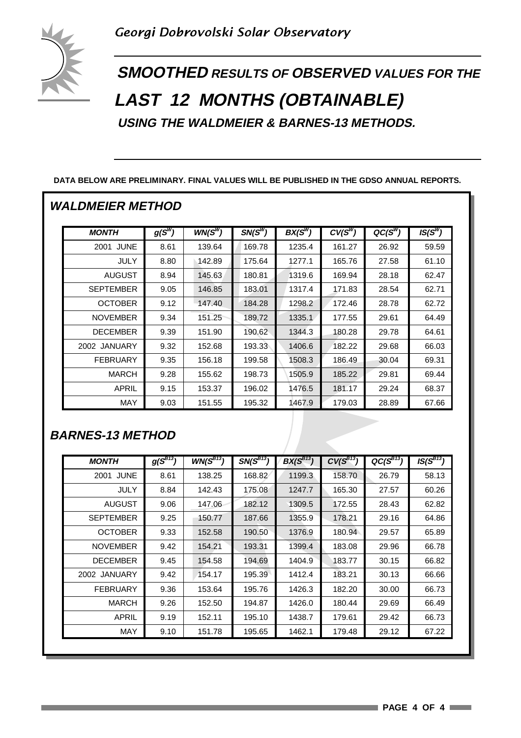Georgi Dobrovolski Solar Observatory

# SMOOTHED RESULTS OF OBSERVED VALUES FOR THE LAST 12 MONTHS (OBTAINABLE)

### USING THE WALDMEIER & BARNES-13 METHODS.

**DATA BELOW ARE PRELIMINARY. FINAL VALUES WILL BE PUBLISHED IN THE GDSO ANNUAL REPORTS.**

## WALDMEIER METHOD

| MONTH | $g(S^W)$ | $WN(S^W)$ | $SN(S^W)$ | $BX(S^W)$ | $CV(S^W)$ | $QC(S^W)$ | $IS(S^W)$ |
|---|---|---|---|---|---|---|---|
| 2001 JUNE | 8.61 | 139.64 | 169.78 | 1235.4 | 161.27 | 26.92 | 59.59 |
| JULY | 8.80 | 142.89 | 175.64 | 1277.1 | 165.76 | 27.58 | 61.10 |
| AUGUST | 8.94 | 145.63 | 180.81 | 1319.6 | 169.94 | 28.18 | 62.47 |
| SEPTEMBER | 9.05 | 146.85 | 183.01 | 1317.4 | 171.83 | 28.54 | 62.71 |
| OCTOBER | 9.12 | 147.40 | 184.28 | 1298.2 | 172.46 | 28.78 | 62.72 |
| NOVEMBER | 9.34 | 151.25 | 189.72 | 1335.1 | 177.55 | 29.61 | 64.49 |
| DECEMBER | 9.39 | 151.90 | 190.62 | 1344.3 | 180.28 | 29.78 | 64.61 |
| 2002 JANUARY | 9.32 | 152.68 | 193.33 | 1406.6 | 182.22 | 29.68 | 66.03 |
| FEBRUARY | 9.35 | 156.18 | 199.58 | 1508.3 | 186.49 | 30.04 | 69.31 |
| MARCH | 9.28 | 155.62 | 198.73 | 1505.9 | 185.22 | 29.81 | 69.44 |
| APRIL | 9.15 | 153.37 | 196.02 | 1476.5 | 181.17 | 29.24 | 68.37 |
| MAY | 9.03 | 151.55 | 195.32 | 1467.9 | 179.03 | 28.89 | 67.66 |

## BARNES-13 METHOD

| MONTH | $g(S^{B13})$ | $WN(S^{B13})$ | $SN(S^{B13})$ | $BX(S^{B13})$ | $CV(S^{B13})$ | $QC(S^{B13})$ | $IS(S^{B13})$ |
|---|---|---|---|---|---|---|---|
| 2001 JUNE | 8.61 | 138.25 | 168.82 | 1199.3 | 158.70 | 26.79 | 58.13 |
| JULY | 8.84 | 142.43 | 175.08 | 1247.7 | 165.30 | 27.57 | 60.26 |
| AUGUST | 9.06 | 147.06 | 182.12 | 1309.5 | 172.55 | 28.43 | 62.82 |
| SEPTEMBER | 9.25 | 150.77 | 187.66 | 1355.9 | 178.21 | 29.16 | 64.86 |
| OCTOBER | 9.33 | 152.58 | 190.50 | 1376.9 | 180.94 | 29.57 | 65.89 |
| NOVEMBER | 9.42 | 154.21 | 193.31 | 1399.4 | 183.08 | 29.96 | 66.78 |
| DECEMBER | 9.45 | 154.58 | 194.69 | 1404.9 | 183.77 | 30.15 | 66.82 |
| 2002 JANUARY | 9.42 | 154.17 | 195.39 | 1412.4 | 183.21 | 30.13 | 66.66 |
| FEBRUARY | 9.36 | 153.64 | 195.76 | 1426.3 | 182.20 | 30.00 | 66.73 |
| MARCH | 9.26 | 152.50 | 194.87 | 1426.0 | 180.44 | 29.69 | 66.49 |
| APRIL | 9.19 | 152.11 | 195.10 | 1438.7 | 179.61 | 29.42 | 66.73 |
| MAY | 9.10 | 151.78 | 195.65 | 1462.1 | 179.48 | 29.12 | 67.22 |